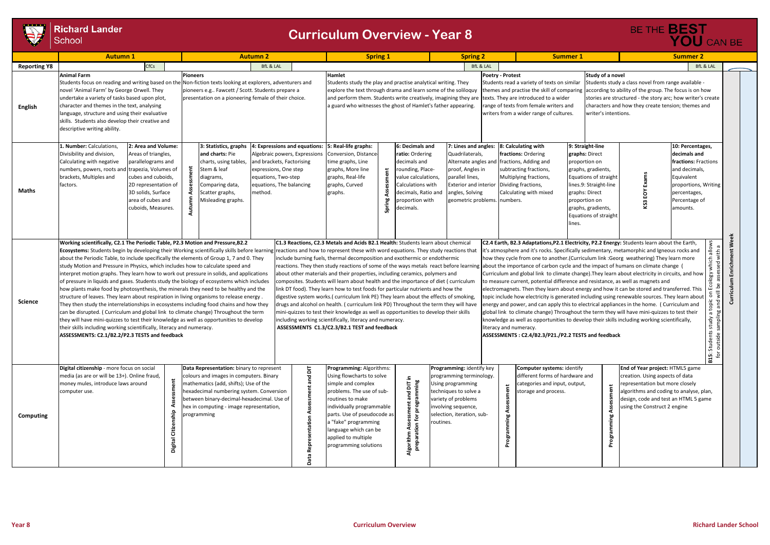# Richard Lander School

## Curriculum Overview - Year 8

BE THE **BEST YOU** CAN BE

| | Autumn 1 | Autumn 2 | Spring 1 | Spring 2 | Summer 1 | Summer 2 |
|---|---|---|---|---|---|---|
| **Reporting Y8** | CfCs | BfL & LAL | | BfL & LAL | | BfL & LAL |
| **English** | **Animal Farm** Students focus on reading and writing based on the novel 'Animal Farm' by George Orwell. They undertake a variety of tasks based upon plot, character and themes in the text, analysing language, structure and using their evaluative skills. Students also develop their creative and descriptive writing ability. | **Pioneers** Non-fiction texts looking at explorers, adventurers and pioneers e.g.. Fawcett / Scott. Students prepare a presentation on a pioneering female of their choice. | **Hamlet** Students study the play and practise analytical writing. They explore the text through drama and learn some of the soliloquy and perform them. Students write creatively, imagining they are a guard who witnesses the ghost of Hamlet's father appearing. | **Poetry - Protest** Students read a variety of texts on similar themes and practise the skill of comparing texts. They are introduced to a wider range of texts from female writers and writers from a wider range of cultures. | **Study of a novel** Students study a class novel from range available - according to ability of the group. The focus is on how stories are structured - the story arc; how writer's create characters and how they create tension; themes and writer's intentions. | |
| **Maths** | **1. Number:** Calculations, Divisibility and division, Calculating with negative numbers, powers, roots and brackets, Multiples and factors. **2: Area and Volume:** Areas of triangles, parallelograms and trapezia, Volumes of cubes and cuboids, 2D representation of 3D solids, Surface area of cubes and cuboids, Measures. | Autumn Assessment. **3: Statistics, graphs and charts:** Pie charts, using tables, Stem & leaf diagrams, Comparing data, Scatter graphs, Misleading graphs. **4: Expressions and equations:** Algebraic powers, Expressions and brackets, Factorising expressions, One step equations, Two-step equations, The balancing method. | **5: Real-life graphs:** Conversion, Distance-time graphs, Line graphs, More line graphs, Real-life graphs, Curved graphs. Spring Assessment. **6: Decimals and ratio:** Ordering decimals and rounding, Place-value calculations, Calculations with decimals, Ratio and proportion with decimals. | **7: Lines and angles:** Quadrilaterals, Alternate angles and proof, Angles in parallel lines, Exterior and interior angles, Solving geometric problems. | **8: Calculating with fractions:** Ordering fractions, Adding and subtracting fractions, Multiplying fractions, Dividing fractions, Calculating with mixed numbers. **9: Straight-line graphs:** Direct proportion on graphs, gradients, Equations of straight lines.9: Straight-line graphs: Direct proportion on graphs, gradients, Equations of straight lines. | KS3 EOY Exams. **10: Percentages, decimals and fractions:** Fractions and decimals, Equivalent proportions, Writing percentages, Percentage of amounts. |
| **Science** | **Working scientifically, C2.1 The Periodic Table, P2.3 Motion and Pressure,B2.2 Ecosystems:** Students begin by developing their Working scientifically skills before learning about the Periodic Table, to include specifically the elements of Group 1, 7 and 0. They study Motion and Pressure in Physics, which includes how to calculate speed and interpret motion graphs. They learn how to work out pressure in solids, and applications of pressure in liquids and gases. Students study the biology of ecosystems which includes how plants make food by photosynthesis, the minerals they need to be healthy and the structure of leaves. They learn about respiration in living organisms to release energy . They then study the interrelationships in ecosystems including food chains and how they can be disrupted. ( Curriculum and global link to climate change) Throughout the term they will have mini-quizzes to test their knowledge as well as opportunities to develop their skills including working scientifically, literacy and numeracy. **ASSESSMENTS: C2.1/B2.2/P2.3 TESTS and feedback** | | **C1.3 Reactions, C2.3 Metals and Acids B2.1 Health:** Students learn about chemical reactions and how to represent these with word equations. They study reactions that include burning fuels, thermal decomposition and exothermic or endothermic reactions. They then study reactions of some of the ways metals react before learning about other materials and their properties, including ceramics, polymers and composites. Students will learn about health and the importance of diet ( curriculum link DT food). They learn how to test foods for particular nutrients and how the digestive system works.( curriculum link PE) They learn about the effects of smoking, drugs and alcohol on health. ( curriculum link PD) Throughout the term they will have mini-quizzes to test their knowledge as well as opportunities to develop their skills including working scientifically, literacy and numeracy. **ASSESSMENTS C1.3/C2.3/B2.1 TEST and feedback** | | **C2.4 Earth, B2.3 Adaptations,P2.1 Electricity, P2.2 Energy:** Students learn about the Earth, it's atmosphere and it's rocks. Specifically sedimentary, metamorphic and Igneous rocks and how they cycle from one to another.(Curriculum link :Georg weathering) They learn more about the importance of carbon cycle and the impact of humans on climate change ( Curriculum and global link to climate change).They learn about electricity in circuits, and how to measure current, potential difference and resistance, as well as magnets and electromagnets. Then they learn about energy and how it can be stored and transferred. This topic include how electricity is generated including using renewable sources. They learn about energy and power, and can apply this to electrical appliances in the home. ( Curriculum and global link to climate change) Throughout the term they will have mini-quizzes to test their knowledge as well as opportunities to develop their skills including working scientifically, literacy and numeracy. **ASSESSMENTS : C2.4/B2.3/P21./P2.2 TESTS and feedback** | **B15:** Students study a topic on Ecology which allows for outside sampling and will be assessed with a |
| **Computing** | **Digital citizenship** - more focus on social media (as are or will be 13+). Online fraud, money mules, introduce laws around computer use. Digital Citizenship Assessment | **Data Representation:** binary to represent colours and images in computers. Binary mathematicals (add, shifts); Use of the hexadecimal numbering system. Conversion between binary-decimal-hexadecimal. Use of hex in computing - image representation, programming. Data Representation Assessment and DIT | **Programming:** Algorithms: Using flowcharts to solve simple and complex problems. The use of sub-routines to make individually programmable parts. Use of pseudocode as a "fake" programming language which can be applied to multiple programming solutions. Algorithm Assessment and DIT in preparation for programming | **Programming:** identify key programming terminology. Using programming techniques to solve a variety of problems involving sequence, selection, iteration, sub-routines. Programming Assessment | **Computer systems:** identify different forms of hardware and categories and input, output, storage and process. Programming Assessment | **End of Year project:** HTML5 game creation. Using aspects of data representation but more closely algorithms and coding to analyse, plan, design, code and test an HTML 5 game using the Construct 2 engine |

**Curriculum Enrichment Week**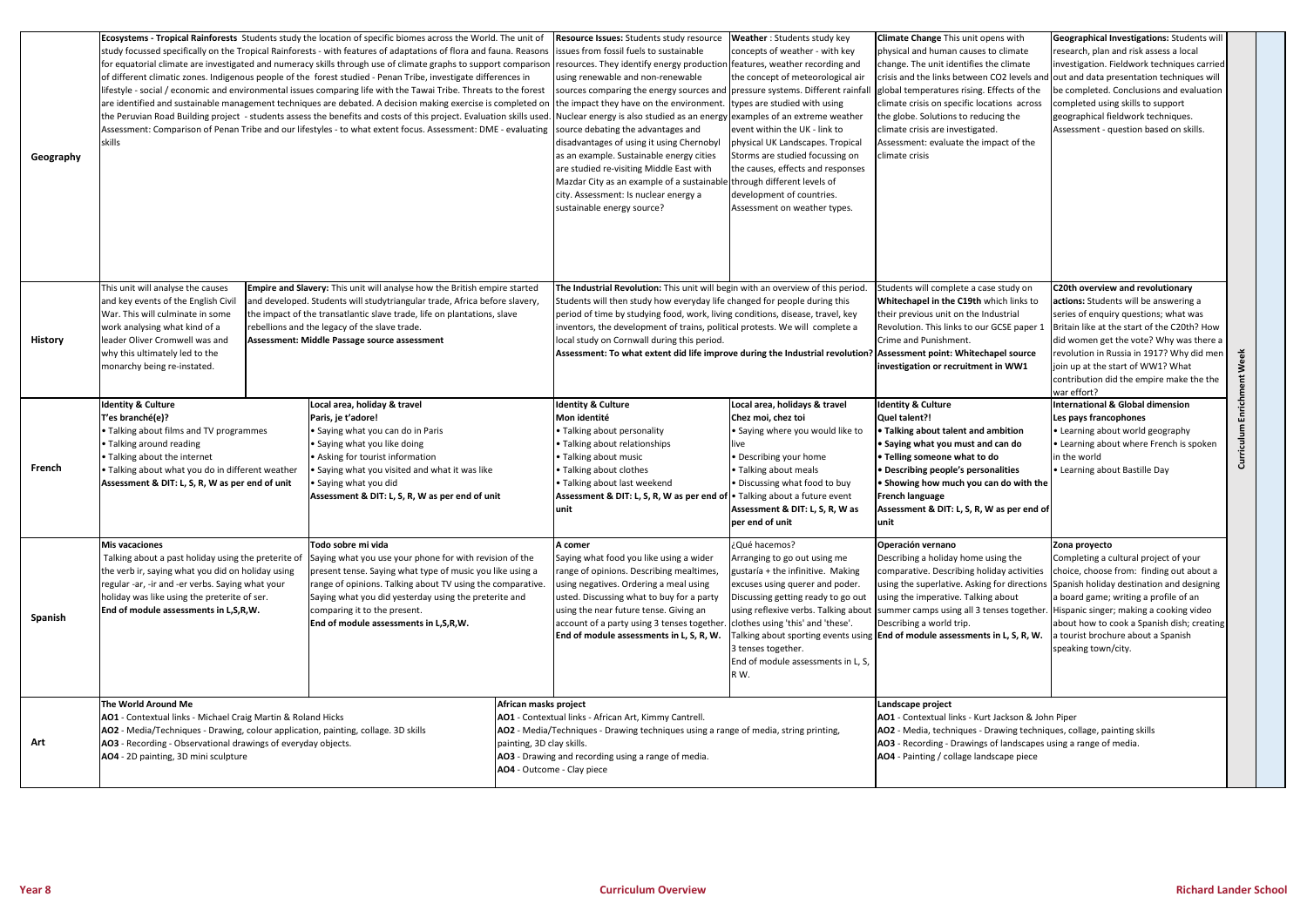| | | | | | | | |
|---|---|---|---|---|---|---|---|
| **Geography** | **Ecosystems - Tropical Rainforests** Students study the location of specific biomes across the World. The unit of study focussed specifically on the Tropical Rainforests - with features of adaptations of flora and fauna. Reasons for equatorial climate are investigated and numeracy skills through use of climate graphs to support comparison of different climate zones. Indigenous people of the forest studied - Penan Tribe, investigate differences in lifestyle - social / economic and environmental issues comparing life with the Tawai Tribe. Threats to the forest are identified and sustainable management techniques are debated. A decision making exercise is completed on the Peruvian Road Building project - students assess the benefits and costs of this project. Evaluation skills used. Assessment: Comparison of Penan Tribe and our lifestyles - to what extent focus. Assessment: DME - evaluating skills | | **Resource Issues:** Students study resource issues from fossil fuels to sustainable resources. They identify energy production using renewable and non-renewable sources comparing the energy sources and the impact they have on the environment. Nuclear energy is also studied as an energy source debating the advantages and disadvantages of using it using Chernobyl as an example. Sustainable energy cities are studied re-visiting Middle East with Mazdar City as an example of a sustainable city. Assessment: Is nuclear energy a sustainable energy source? | **Weather** : Students study key concepts of weather - with key features, weather recording and the concept of meteorological air pressure systems. Different rainfall types are studied with using examples of an extreme weather event within the UK - link to physical UK Landscapes. Tropical Storms are studied focussing on the causes, effects and responses through different levels of development of countries. Assessment on weather types. | **Climate Change** This unit opens with physical and human causes to climate change. The unit identifies the climate crisis and the links between CO2 levels and global temperatures rising. Effects of the climate crisis on specific locations across the globe. Solutions to reducing the climate crisis are investigated. Assessment: evaluate the impact of the climate crisis | **Geographical Investigations:** Students will research, plan and risk assess a local investigation. Fieldwork techniques carried out and data presentation techniques will be completed. Conclusions and evaluation completed using skills to support geographical fieldwork techniques. Assessment - question based on skills. | **Curriculum Enrichment Week** |
| **History** | This unit will analyse the causes and key events of the English Civil War. This will culminate in some work analysing what kind of a leader Oliver Cromwell was and why this ultimately led to the monarchy being re-instated. | **Empire and Slavery:** This unit will analyse how the British empire started and developed. Students will studytriangular trade, Africa before slavery, the impact of the transatlantic slave trade, life on plantations, slave rebellions and the legacy of the slave trade.<br>**Assessment: Middle Passage source assessment** | **The Industrial Revolution:** This unit will begin with an overview of this period. Students will then study how everyday life changed for people during this period of time by studying food, work, living conditions, disease, travel, key inventors, the development of trains, political protests. We will complete a local study on Cornwall during this period.<br>**Assessment: To what extent did life improve during the Industrial revolution?** | | Students will complete a case study on **Whitechapel in the C19th** which links to their previous unit on the Industrial Revolution. This links to our GCSE paper 1 Crime and Punishment.<br>**Assessment point: Whitechapel source investigation or recruitment in WW1** | **C20th overview and revolutionary actions:** Students will be answering a series of enquiry questions; what was Britain like at the start of the C20th? How did women get the vote? Why was there a revolution in Russia in 1917? Why did men join up at the start of WW1? What contribution did the empire make the the war effort? | |
| **French** | **Identity & Culture**<br>**T'es branché(e)?**<br>• Talking about films and TV programmes<br>• Talking around reading<br>• Talking about the internet<br>• Talking about what you do in different weather<br>**Assessment & DIT: L, S, R, W as per end of unit** | **Local area, holiday & travel**<br>**Paris, je t'adore!**<br>• Saying what you can do in Paris<br>• Saying what you like doing<br>• Asking for tourist information<br>• Saying what you visited and what it was like<br>• Saying what you did<br>**Assessment & DIT: L, S, R, W as per end of unit** | **Identity & Culture**<br>**Mon identité**<br>• Talking about personality<br>• Talking about relationships<br>• Talking about music<br>• Talking about clothes<br>• Talking about last weekend<br>**Assessment & DIT: L, S, R, W as per end of unit** | **Local area, holidays & travel**<br>**Chez moi, chez toi**<br>• Saying where you would like to live<br>• Describing your home<br>• Talking about meals<br>• Discussing what food to buy<br>• Talking about a future event<br>**Assessment & DIT: L, S, R, W as per end of unit** | **Identity & Culture**<br>**Quel talent?!**<br>**• Talking about talent and ambition**<br>**• Saying what you must and can do**<br>**• Telling someone what to do**<br>**• Describing people's personalities**<br>**• Showing how much you can do with the French language**<br>**Assessment & DIT: L, S, R, W as per end of unit** | **International & Global dimension**<br>**Les pays francophones**<br>• Learning about world geography<br>• Learning about where French is spoken in the world<br>• Learning about Bastille Day | |
| **Spanish** | **Mis vacaciones**<br>Talking about a past holiday using the preterite of the verb ir, saying what you did on holiday using regular -ar, -ir and -er verbs. Saying what your holiday was like using the preterite of ser.<br>**End of module assessments in L,S,R,W.** | **Todo sobre mi vida**<br>Saying what you use your phone for with revision of the present tense. Saying what type of music you like using a range of opinions. Talking about TV using the comparative. Saying what you did yesterday using the preterite and comparing it to the present.<br>**End of module assessments in L,S,R,W.** | **A comer**<br>Saying what food you like using a wider range of opinions. Describing mealtimes, using negatives. Ordering a meal using usted. Discussing what to buy for a party using the near future tense. Giving an account of a party using 3 tenses together.<br>**End of module assessments in L, S, R, W.** | ¿Qué hacemos?<br>Arranging to go out using me gustaría + the infinitive. Making excuses using querer and poder. Discussing getting ready to go out using reflexive verbs. Talking about clothes using 'this' and 'these'. Talking about sporting events using 3 tenses together.<br>End of module assessments in L, S, R W. | **Operación verano**<br>Describing a holiday home using the comparative. Describing holiday activities using the superlative. Asking for directions using the imperative. Talking about summer camps using all 3 tenses together. Describing a world trip.<br>**End of module assessments in L, S, R, W.** | **Zona proyecto**<br>Completing a cultural project of your choice, choose from: finding out about a Spanish holiday destination and designing a board game; writing a profile of an Hispanic singer; making a cooking video about how to cook a Spanish dish; creating a tourist brochure about a Spanish speaking town/city. | |
| **Art** | **The World Around Me**<br>**AO1** - Contextual links - Michael Craig Martin & Roland Hicks<br>**AO2** - Media/Techniques - Drawing, colour application, painting, collage. 3D skills<br>**AO3** - Recording - Observational drawings of everyday objects.<br>**AO4** - 2D painting, 3D mini sculpture | | **African masks project**<br>**AO1** - Contextual links - African Art, Kimmy Cantrell.<br>**AO2** - Media/Techniques - Drawing techniques using a range of media, string printing, painting, 3D clay skills.<br>**AO3** - Drawing and recording using a range of media.<br>**AO4** - Outcome - Clay piece | | **Landscape project**<br>**AO1** - Contextual links - Kurt Jackson & John Piper<br>**AO2** - Media, techniques - Drawing techniques, collage, painting skills<br>**AO3** - Recording - Drawings of landscapes using a range of media.<br>**AO4** - Painting / collage landscape piece | | |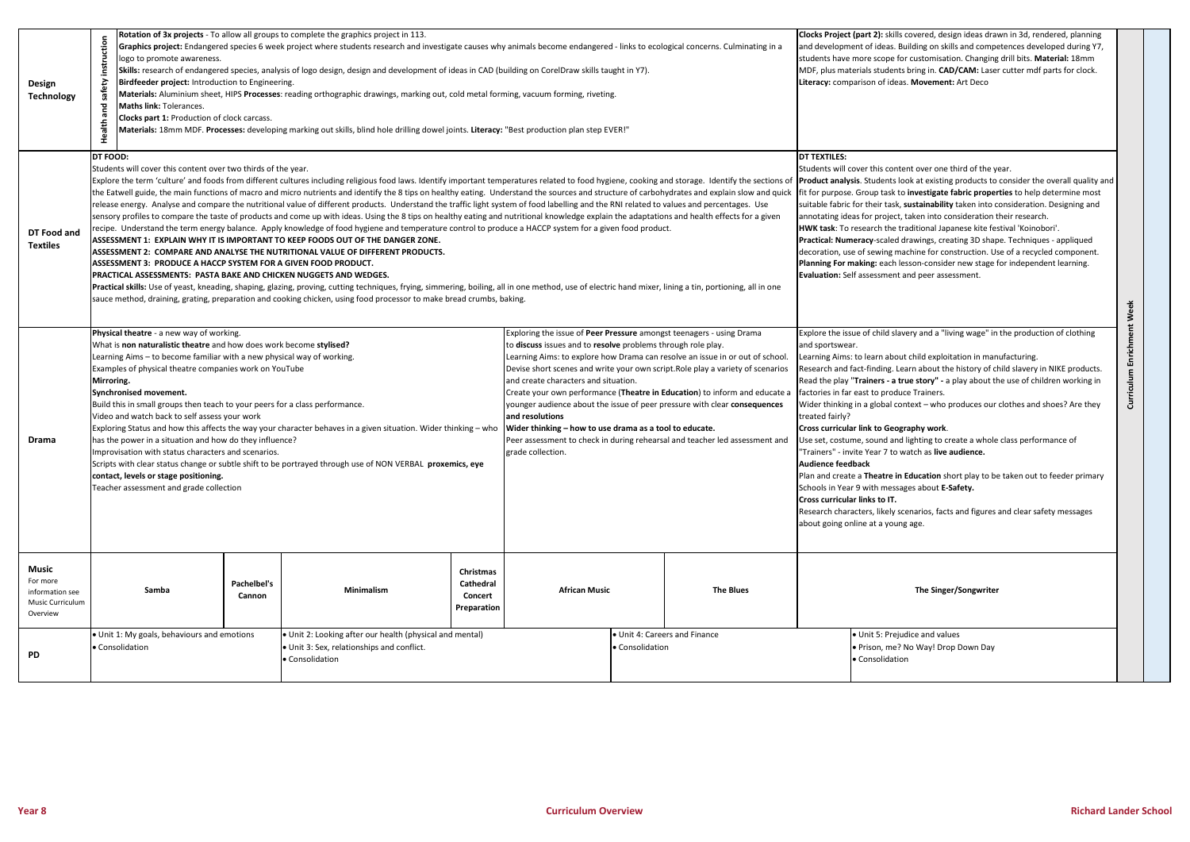| Subject | | | | | | | | | |
|---|---|---|---|---|---|---|---|---|---|
| **Design Technology** | Health and safety instruction | **Rotation of 3x projects** - To allow all groups to complete the graphics project in 113.<br>**Graphics project:** Endangered species 6 week project where students research and investigate causes why animals become endangered - links to ecological concerns. Culminating in a logo to promote awareness.<br>**Skills:** research of endangered species, analysis of logo design, design and development of ideas in CAD (building on CorelDraw skills taught in Y7).<br>**Birdfeeder project:** Introduction to Engineering.<br>**Materials:** Aluminium sheet, HIPS **Processes**: reading orthographic drawings, marking out, cold metal forming, vacuum forming, riveting.<br>**Maths link:** Tolerances.<br>**Clocks part 1:** Production of clock carcass.<br>**Materials:** 18mm MDF. **Processes:** developing marking out skills, blind hole drilling dowel joints. **Literacy:** "Best production plan step EVER!" | | | | | | **Clocks Project (part 2):** skills covered, design ideas drawn in 3d, rendered, planning and development of ideas. Building on skills and competences developed during Y7, students have more scope for customisation. Changing drill bits. **Material:** 18mm MDF, plus materials students bring in. **CAD/CAM:** Laser cutter mdf parts for clock. **Literacy:** comparison of ideas. **Movement:** Art Deco | Curriculum Enrichment Week |
| **DT Food and Textiles** | **DT FOOD:**<br>Students will cover this content over two thirds of the year.<br>Explore the term 'culture' and foods from different cultures including religious food laws. Identify important temperatures related to food hygiene, cooking and storage. Identify the sections of the Eatwell guide, the main functions of macro and micro nutrients and identify the 8 tips on healthy eating. Understand the sources and structure of carbohydrates and explain slow and quick release energy. Analyse and compare the nutritional value of different products. Understand the traffic light system of food labelling and the RNI related to values and percentages. Use sensory profiles to compare the taste of products and come up with ideas. Using the 8 tips on healthy eating and nutritional knowledge explain the adaptations and health effects for a given recipe. Understand the term energy balance. Apply knowledge of food hygiene and temperature control to produce a HACCP system for a given food product.<br>**ASSESSMENT 1: EXPLAIN WHY IT IS IMPORTANT TO KEEP FOODS OUT OF THE DANGER ZONE.**<br>**ASSESSMENT 2: COMPARE AND ANALYSE THE NUTRITIONAL VALUE OF DIFFERENT PRODUCTS.**<br>**ASSESSMENT 3: PRODUCE A HACCP SYSTEM FOR A GIVEN FOOD PRODUCT.**<br>**PRACTICAL ASSESSMENTS: PASTA BAKE AND CHICKEN NUGGETS AND WEDGES.**<br>**Practical skills:** Use of yeast, kneading, shaping, glazing, proving, cutting techniques, frying, simmering, boiling, all in one method, use of electric hand mixer, lining a tin, portioning, all in one sauce method, draining, grating, preparation and cooking chicken, using food processor to make bread crumbs, baking. | | | | | | | **DT TEXTILES:**<br>Students will cover this content over one third of the year.<br>**Product analysis**. Students look at existing products to consider the overall quality and fit for purpose. Group task to **investigate fabric properties** to help determine most suitable fabric for their task, **sustainability** taken into consideration. Designing and annotating ideas for project, taken into consideration their research.<br>**HWK task**: To research the traditional Japanese kite festival 'Koinobori'.<br>**Practical: Numeracy**-scaled drawings, creating 3D shape. Techniques - appliqued decoration, use of sewing machine for construction. Use of a recycled component.<br>**Planning For making:** each lesson-consider new stage for independent learning.<br>**Evaluation:** Self assessment and peer assessment. | |
| **Drama** | **Physical theatre** - a new way of working.<br>What is **non naturalistic theatre** and how does work become **stylised?**<br>Learning Aims – to become familiar with a new physical way of working.<br>Examples of physical theatre companies work on YouTube<br>**Mirroring.**<br>**Synchronised movement.**<br>Build this in small groups then teach to your peers for a class performance.<br>Video and watch back to self assess your work<br>Exploring Status and how this affects the way your character behaves in a given situation. Wider thinking – who has the power in a situation and how do they influence?<br>Improvisation with status characters and scenarios.<br>Scripts with clear status change or subtle shift to be portrayed through use of NON VERBAL **proxemics, eye contact, levels or stage positioning.**<br>Teacher assessment and grade collection | | | | Exploring the issue of **Peer Pressure** amongst teenagers - using Drama to **discuss** issues and to **resolve** problems through role play.<br>Learning Aims: to explore how Drama can resolve an issue in or out of school. Devise short scenes and write your own script.Role play a variety of scenarios and create characters and situation.<br>Create your own performance (**Theatre in Education**) to inform and educate a younger audience about the issue of peer pressure with clear **consequences and resolutions**<br>**Wider thinking – how to use drama as a tool to educate.**<br>Peer assessment to check in during rehearsal and teacher led assessment and grade collection. | | | Explore the issue of child slavery and a "living wage" in the production of clothing and sportswear.<br>Learning Aims: to learn about child exploitation in manufacturing.<br>Research and fact-finding. Learn about the history of child slavery in NIKE products. Read the play "**Trainers - a true story"** - a play about the use of children working in factories in far east to produce Trainers.<br>Wider thinking in a global context – who produces our clothes and shoes? Are they treated fairly?<br>**Cross curricular link to Geography work**.<br>Use set, costume, sound and lighting to create a whole class performance of "Trainers" - invite Year 7 to watch as **live audience.**<br>**Audience feedback**<br>Plan and create a **Theatre in Education** short play to be taken out to feeder primary Schools in Year 9 with messages about **E-Safety.**<br>**Cross curricular links to IT.**<br>Research characters, likely scenarios, facts and figures and clear safety messages about going online at a young age. | |
| **Music**<br>For more information see Music Curriculum Overview | **Samba** | **Pachelbel's Cannon** | **Minimalism** | **Christmas Cathedral Concert Preparation** | **African Music** | | **The Blues** | **The Singer/Songwriter** | |
| **PD** | • Unit 1: My goals, behaviours and emotions<br>• Consolidation | | • Unit 2: Looking after our health (physical and mental)<br>• Unit 3: Sex, relationships and conflict.<br>• Consolidation | | | • Unit 4: Careers and Finance<br>• Consolidation | | • Unit 5: Prejudice and values<br>• Prison, me? No Way! Drop Down Day<br>• Consolidation | |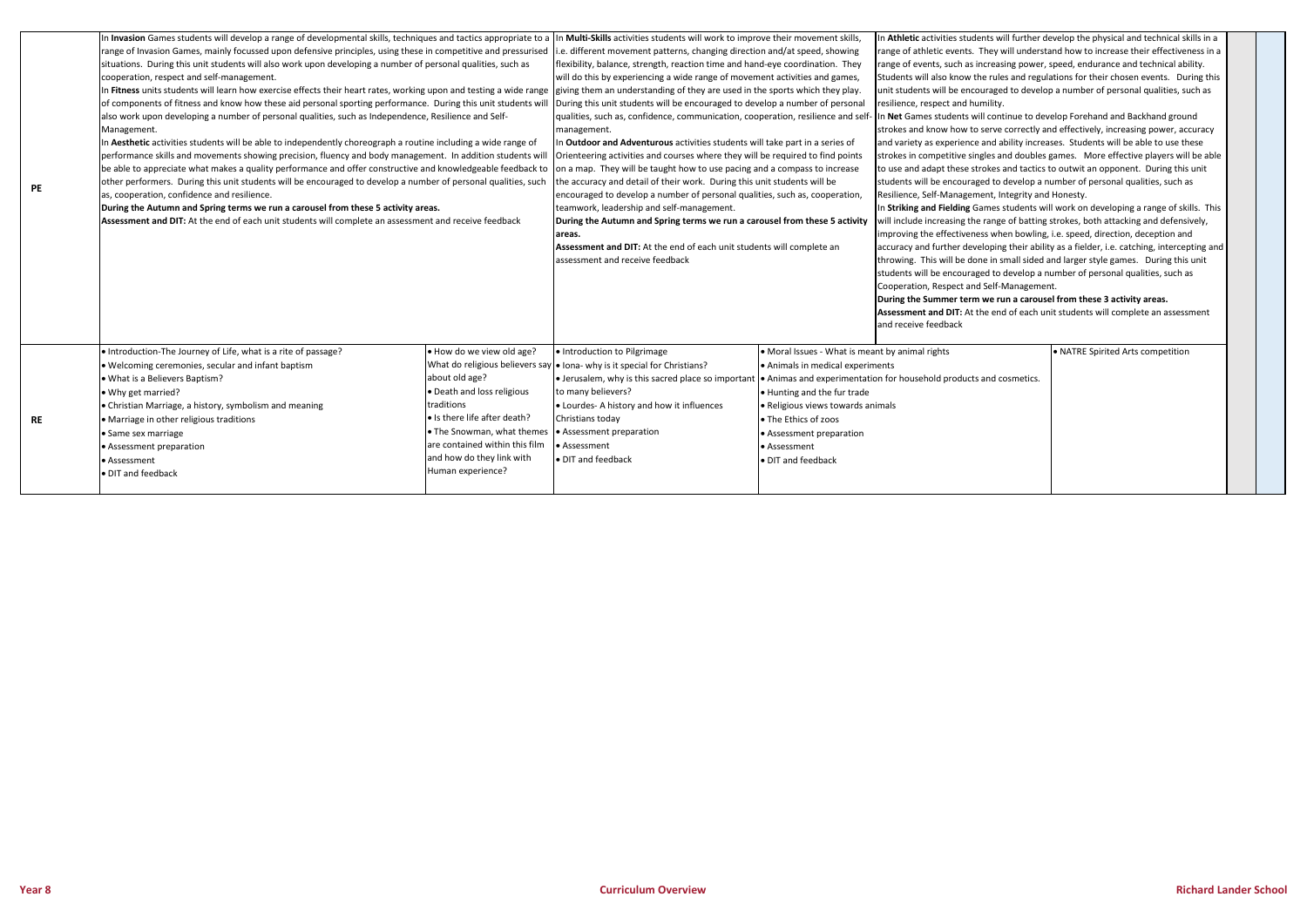| | | | | | | |
|---|---|---|---|---|---|---|
| **PE** | In **Invasion** Games students will develop a range of developmental skills, techniques and tactics appropriate to a range of Invasion Games, mainly focussed upon defensive principles, using these in competitive and pressurised situations. During this unit students will also work upon developing a number of personal qualities, such as cooperation, respect and self-management.<br>In **Fitness** units students will learn how exercise effects their heart rates, working upon and testing a wide range of components of fitness and know how these aid personal sporting performance. During this unit students will also work upon developing a number of personal qualities, such as Independence, Resilience and Self-Management.<br>In **Aesthetic** activities students will be able to independently choreograph a routine including a wide range of performance skills and movements showing precision, fluency and body management. In addition students will be able to appreciate what makes a quality performance and offer constructive and knowledgeable feedback to other performers. During this unit students will be encouraged to develop a number of personal qualities, such as, cooperation, confidence and resilience.<br>**During the Autumn and Spring terms we run a carousel from these 5 activity areas.**<br>**Assessment and DIT:** At the end of each unit students will complete an assessment and receive feedback | | In **Multi-Skills** activities students will work to improve their movement skills, i.e. different movement patterns, changing direction and/at speed, showing flexibility, balance, strength, reaction time and hand-eye coordination. They will do this by experiencing a wide range of movement activities and games, giving them an understanding of they are used in the sports which they play. During this unit students will be encouraged to develop a number of personal qualities, such as confidence, communication, cooperation, resilience and self-management.<br>In **Outdoor and Adventurous** activities students will take part in a series of Orienteering activities and courses where they will be required to find points on a map. They will be taught how to use pacing and a compass to increase the accuracy and detail of their work. During this unit students will be encouraged to develop a number of personal qualities, such as, cooperation, teamwork, leadership and self-management.<br>**During the Autumn and Spring terms we run a carousel from these 5 activity areas.**<br>**Assessment and DIT:** At the end of each unit students will complete an assessment and receive feedback | | In **Athletic** activities students will further develop the physical and technical skills in a range of athletic events. They will understand how to increase their effectiveness in a range of events, such as increasing power, speed, endurance and technical ability. Students will also know the rules and regulations for their chosen events. During this unit students will be encouraged to develop a number of personal qualities, such as resilience, respect and humility.<br>In **Net** Games students will continue to develop Forehand and Backhand ground strokes and know how to serve correctly and effectively, increasing power, accuracy and variety as experience and ability increases. Students will be able to use these strokes in competitive singles and doubles games. More effective players will be able to use and adapt these strokes and tactics to outwit an opponent. During this unit students will be encouraged to develop a number of personal qualities, such as Resilience, Self-Management, Integrity and Honesty.<br>In **Striking and Fielding** Games students will work on developing a range of skills. This will include increasing the range of batting strokes, both attacking and defensively, improving the effectiveness when bowling, i.e. speed, direction, deception and accuracy and further developing their ability as a fielder, i.e. catching, intercepting and throwing. This will be done in small sided and larger style games. During this unit students will be encouraged to develop a number of personal qualities, such as Cooperation, Respect and Self-Management.<br>**During the Summer term we run a carousel from these 3 activity areas.**<br>**Assessment and DIT:** At the end of each unit students will complete an assessment and receive feedback | |
| **RE** | • Introduction-The Journey of Life, what is a rite of passage?<br>• Welcoming ceremonies, secular and infant baptism<br>• What is a Believers Baptism?<br>• Why get married?<br>• Christian Marriage, a history, symbolism and meaning<br>• Marriage in other religious traditions<br>• Same sex marriage<br>• Assessment preparation<br>• Assessment<br>• DIT and feedback | • How do we view old age?<br>What do religious believers say about old age?<br>• Death and loss religious traditions<br>• Is there life after death?<br>• The Snowman, what themes are contained within this film and how do they link with Human experience? | • Introduction to Pilgrimage<br>• Iona- why is it special for Christians?<br>• Jerusalem, why is this sacred place so important to many believers?<br>• Lourdes- A history and how it influences Christians today<br>• Assessment preparation<br>• Assessment<br>• DIT and feedback | • Moral Issues - What is meant by animal rights<br>• Animals in medical experiments<br>• Animas and experimentation for household products and cosmetics.<br>• Hunting and the fur trade<br>• Religious views towards animals<br>• The Ethics of zoos<br>• Assessment preparation<br>• Assessment<br>• DIT and feedback | | • NATRE Spirited Arts competition |